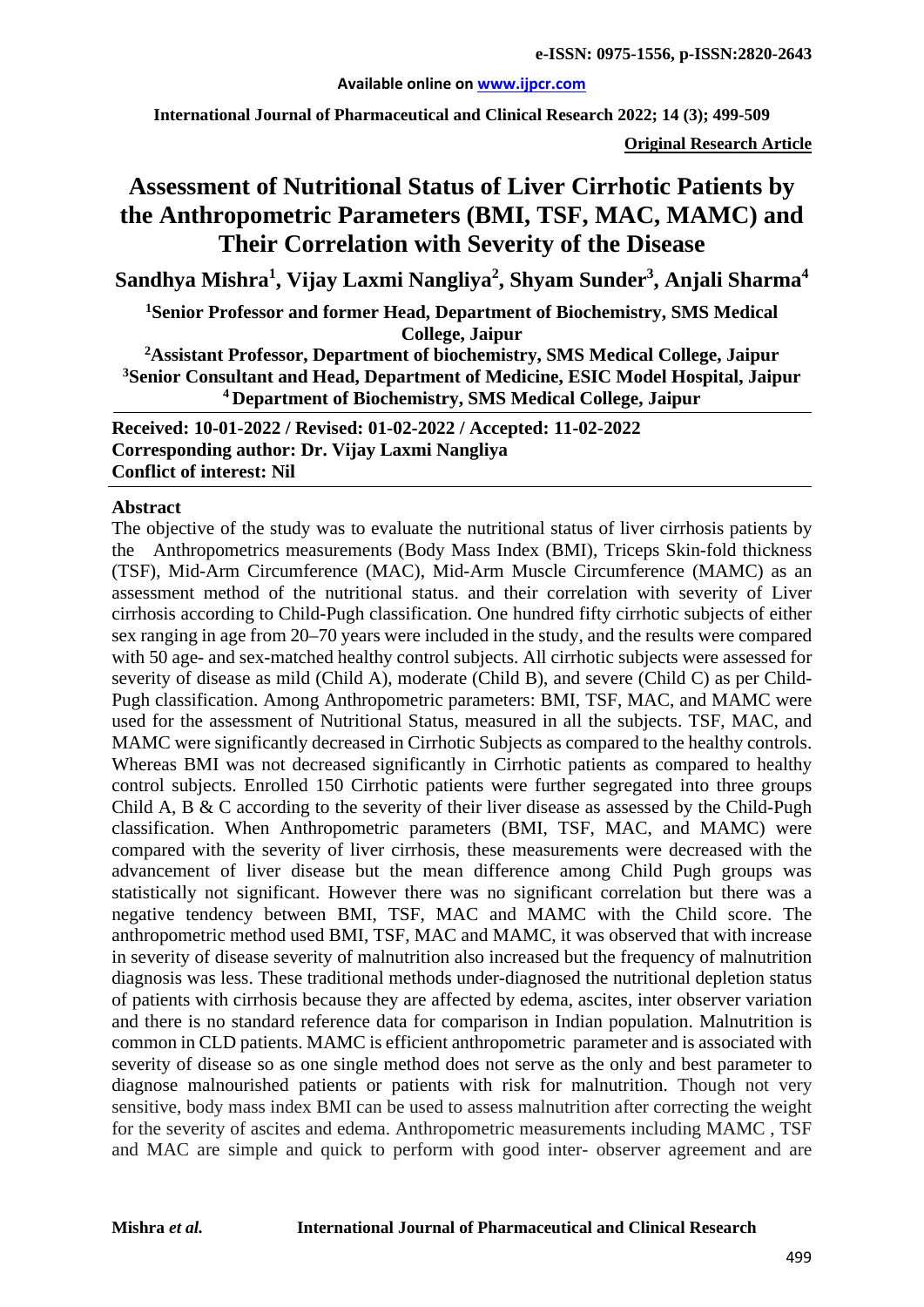Available online on www.ijpcr.com

**Original Research Article**

# Assessment of Nutritional Status of Liver Cirrhotic Patients by the Anthropometric Parameters (BMI, TSF, MAC, MAMC) and Their Correlation with Severity of the Disease

**Sandhya Mishra[1], Vijay Laxmi Nangliya[2], Shyam Sunder[3], Anjali Sharma[4]**

[1]Senior Professor and former Head, Department of Biochemistry, SMS Medical College, Jaipur

[2]Assistant Professor, Department of biochemistry, SMS Medical College, Jaipur

[3]Senior Consultant and Head, Department of Medicine, ESIC Model Hospital, Jaipur

[4]Department of Biochemistry, SMS Medical College, Jaipur

**Received: 10-01-2022 / Revised: 01-02-2022 / Accepted: 11-02-2022**
**Corresponding author: Dr. Vijay Laxmi Nangliya**
**Conflict of interest: Nil**

## Abstract

The objective of the study was to evaluate the nutritional status of liver cirrhosis patients by the Anthropometrics measurements (Body Mass Index (BMI), Triceps Skin-fold thickness (TSF), Mid-Arm Circumference (MAC), Mid-Arm Muscle Circumference (MAMC) as an assessment method of the nutritional status. and their correlation with severity of Liver cirrhosis according to Child-Pugh classification. One hundred fifty cirrhotic subjects of either sex ranging in age from 20–70 years were included in the study, and the results were compared with 50 age- and sex-matched healthy control subjects. All cirrhotic subjects were assessed for severity of disease as mild (Child A), moderate (Child B), and severe (Child C) as per Child-Pugh classification. Among Anthropometric parameters: BMI, TSF, MAC, and MAMC were used for the assessment of Nutritional Status, measured in all the subjects. TSF, MAC, and MAMC were significantly decreased in Cirrhotic Subjects as compared to the healthy controls. Whereas BMI was not decreased significantly in Cirrhotic patients as compared to healthy control subjects. Enrolled 150 Cirrhotic patients were further segregated into three groups Child A, B & C according to the severity of their liver disease as assessed by the Child-Pugh classification. When Anthropometric parameters (BMI, TSF, MAC, and MAMC) were compared with the severity of liver cirrhosis, these measurements were decreased with the advancement of liver disease but the mean difference among Child Pugh groups was statistically not significant. However there was no significant correlation but there was a negative tendency between BMI, TSF, MAC and MAMC with the Child score. The anthropometric method used BMI, TSF, MAC and MAMC, it was observed that with increase in severity of disease severity of malnutrition also increased but the frequency of malnutrition diagnosis was less. These traditional methods under-diagnosed the nutritional depletion status of patients with cirrhosis because they are affected by edema, ascites, inter observer variation and there is no standard reference data for comparison in Indian population. Malnutrition is common in CLD patients. MAMC is efficient anthropometric parameter and is associated with severity of disease so as one single method does not serve as the only and best parameter to diagnose malnourished patients or patients with risk for malnutrition. Though not very sensitive, body mass index BMI can be used to assess malnutrition after correcting the weight for the severity of ascites and edema. Anthropometric measurements including MAMC , TSF and MAC are simple and quick to perform with good inter- observer agreement and are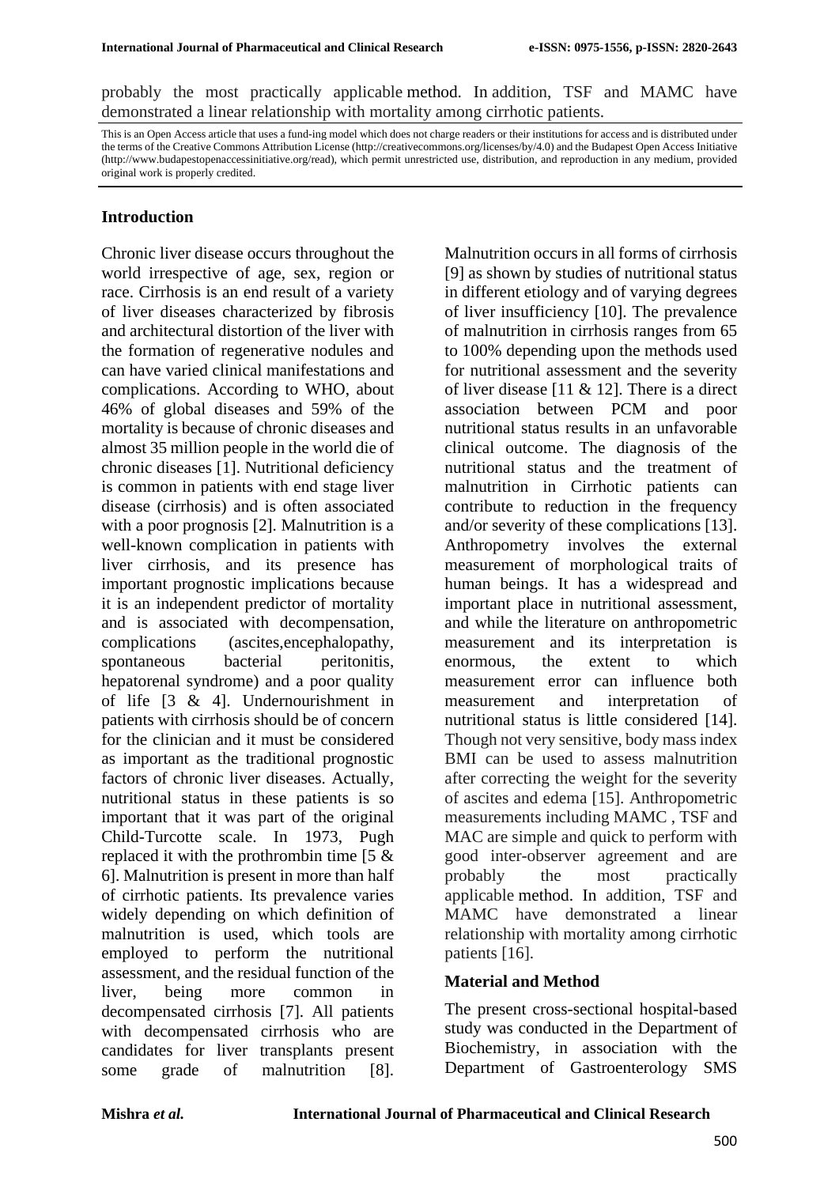probably the most practically applicable method. In addition, TSF and MAMC have demonstrated a linear relationship with mortality among cirrhotic patients.

This is an Open Access article that uses a fund-ing model which does not charge readers or their institutions for access and is distributed under the terms of the Creative Commons Attribution License (http://creativecommons.org/licenses/by/4.0) and the Budapest Open Access Initiative (http://www.budapestopenaccessinitiative.org/read), which permit unrestricted use, distribution, and reproduction in any medium, provided original work is properly credited.

## Introduction

Chronic liver disease occurs throughout the world irrespective of age, sex, region or race. Cirrhosis is an end result of a variety of liver diseases characterized by fibrosis and architectural distortion of the liver with the formation of regenerative nodules and can have varied clinical manifestations and complications. According to WHO, about 46% of global diseases and 59% of the mortality is because of chronic diseases and almost 35 million people in the world die of chronic diseases [1]. Nutritional deficiency is common in patients with end stage liver disease (cirrhosis) and is often associated with a poor prognosis [2]. Malnutrition is a well-known complication in patients with liver cirrhosis, and its presence has important prognostic implications because it is an independent predictor of mortality and is associated with decompensation, complications (ascites,encephalopathy, spontaneous bacterial peritonitis, hepatorenal syndrome) and a poor quality of life [3 & 4]. Undernourishment in patients with cirrhosis should be of concern for the clinician and it must be considered as important as the traditional prognostic factors of chronic liver diseases. Actually, nutritional status in these patients is so important that it was part of the original Child-Turcotte scale. In 1973, Pugh replaced it with the prothrombin time [5 & 6]. Malnutrition is present in more than half of cirrhotic patients. Its prevalence varies widely depending on which definition of malnutrition is used, which tools are employed to perform the nutritional assessment, and the residual function of the liver, being more common in decompensated cirrhosis [7]. All patients with decompensated cirrhosis who are candidates for liver transplants present some grade of malnutrition [8]. Malnutrition occurs in all forms of cirrhosis [9] as shown by studies of nutritional status in different etiology and of varying degrees of liver insufficiency [10]. The prevalence of malnutrition in cirrhosis ranges from 65 to 100% depending upon the methods used for nutritional assessment and the severity of liver disease [11 & 12]. There is a direct association between PCM and poor nutritional status results in an unfavorable clinical outcome. The diagnosis of the nutritional status and the treatment of malnutrition in Cirrhotic patients can contribute to reduction in the frequency and/or severity of these complications [13]. Anthropometry involves the external measurement of morphological traits of human beings. It has a widespread and important place in nutritional assessment, and while the literature on anthropometric measurement and its interpretation is enormous, the extent to which measurement error can influence both measurement and interpretation of nutritional status is little considered [14]. Though not very sensitive, body mass index BMI can be used to assess malnutrition after correcting the weight for the severity of ascites and edema [15]. Anthropometric measurements including MAMC , TSF and MAC are simple and quick to perform with good inter-observer agreement and are probably the most practically applicable method. In addition, TSF and MAMC have demonstrated a linear relationship with mortality among cirrhotic patients [16].

## Material and Method

The present cross-sectional hospital-based study was conducted in the Department of Biochemistry, in association with the Department of Gastroenterology SMS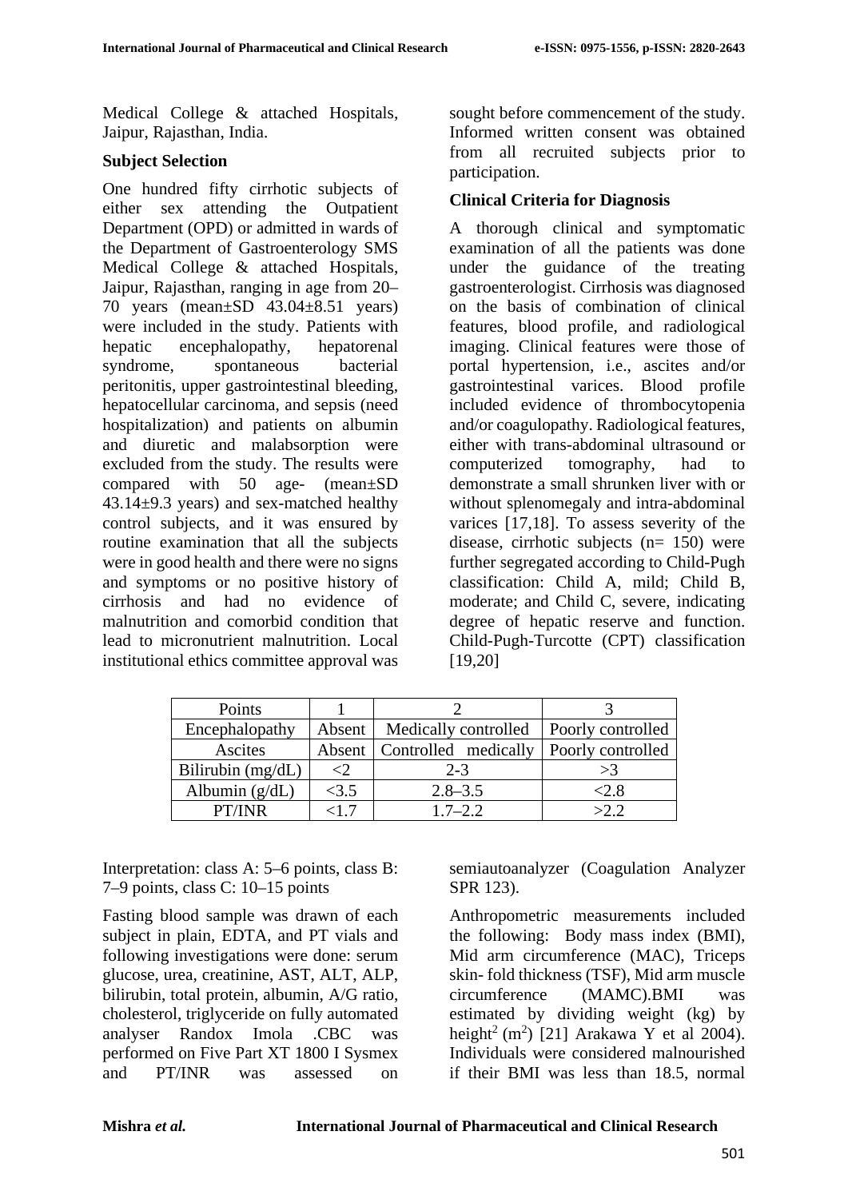Medical College & attached Hospitals, Jaipur, Rajasthan, India.

### Subject Selection

One hundred fifty cirrhotic subjects of either sex attending the Outpatient Department (OPD) or admitted in wards of the Department of Gastroenterology SMS Medical College & attached Hospitals, Jaipur, Rajasthan, ranging in age from 20–70 years (mean±SD 43.04±8.51 years) were included in the study. Patients with hepatic encephalopathy, hepatorenal syndrome, spontaneous bacterial peritonitis, upper gastrointestinal bleeding, hepatocellular carcinoma, and sepsis (need hospitalization) and patients on albumin and diuretic and malabsorption were excluded from the study. The results were compared with 50 age- (mean±SD 43.14±9.3 years) and sex-matched healthy control subjects, and it was ensured by routine examination that all the subjects were in good health and there were no signs and symptoms or no positive history of cirrhosis and had no evidence of malnutrition and comorbid condition that lead to micronutrient malnutrition. Local institutional ethics committee approval was sought before commencement of the study. Informed written consent was obtained from all recruited subjects prior to participation.

### Clinical Criteria for Diagnosis

A thorough clinical and symptomatic examination of all the patients was done under the guidance of the treating gastroenterologist. Cirrhosis was diagnosed on the basis of combination of clinical features, blood profile, and radiological imaging. Clinical features were those of portal hypertension, i.e., ascites and/or gastrointestinal varices. Blood profile included evidence of thrombocytopenia and/or coagulopathy. Radiological features, either with trans-abdominal ultrasound or computerized tomography, had to demonstrate a small shrunken liver with or without splenomegaly and intra-abdominal varices [17,18]. To assess severity of the disease, cirrhotic subjects (n= 150) were further segregated according to Child-Pugh classification: Child A, mild; Child B, moderate; and Child C, severe, indicating degree of hepatic reserve and function. Child-Pugh-Turcotte (CPT) classification [19,20]

| Points | 1 | 2 | 3 |
|---|---|---|---|
| Encephalopathy | Absent | Medically controlled | Poorly controlled |
| Ascites | Absent | Controlled medically | Poorly controlled |
| Bilirubin (mg/dL) | <2 | 2-3 | >3 |
| Albumin (g/dL) | <3.5 | 2.8–3.5 | <2.8 |
| PT/INR | <1.7 | 1.7–2.2 | >2.2 |

Interpretation: class A: 5–6 points, class B: 7–9 points, class C: 10–15 points

Fasting blood sample was drawn of each subject in plain, EDTA, and PT vials and following investigations were done: serum glucose, urea, creatinine, AST, ALT, ALP, bilirubin, total protein, albumin, A/G ratio, cholesterol, triglyceride on fully automated analyser Randox Imola .CBC was performed on Five Part XT 1800 I Sysmex and PT/INR was assessed on semiautoanalyzer (Coagulation Analyzer SPR 123).

Anthropometric measurements included the following: Body mass index (BMI), Mid arm circumference (MAC), Triceps skin- fold thickness (TSF), Mid arm muscle circumference (MAMC).BMI was estimated by dividing weight (kg) by height$^2$ ($m^2$) [21] Arakawa Y et al 2004). Individuals were considered malnourished if their BMI was less than 18.5, normal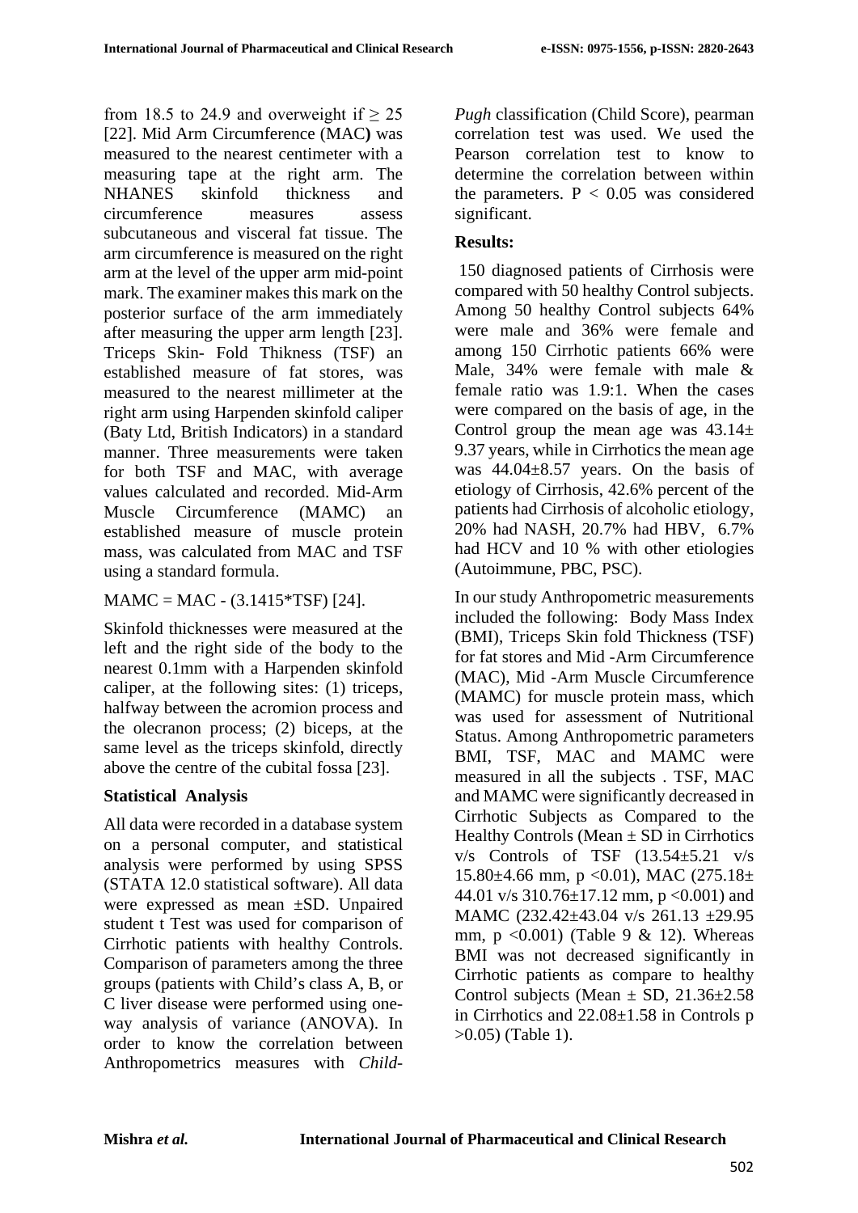from 18.5 to 24.9 and overweight if $\geq 25$ [22]. Mid Arm Circumference (MAC**)** was measured to the nearest centimeter with a measuring tape at the right arm. The NHANES skinfold thickness and circumference measures assess subcutaneous and visceral fat tissue. The arm circumference is measured on the right arm at the level of the upper arm mid-point mark. The examiner makes this mark on the posterior surface of the arm immediately after measuring the upper arm length [23]. Triceps Skin- Fold Thikness (TSF) an established measure of fat stores, was measured to the nearest millimeter at the right arm using Harpenden skinfold caliper (Baty Ltd, British Indicators) in a standard manner. Three measurements were taken for both TSF and MAC, with average values calculated and recorded. Mid-Arm Muscle Circumference (MAMC) an established measure of muscle protein mass, was calculated from MAC and TSF using a standard formula.

MAMC = MAC - (3.1415*TSF) [24].

Skinfold thicknesses were measured at the left and the right side of the body to the nearest 0.1mm with a Harpenden skinfold caliper, at the following sites: (1) triceps, halfway between the acromion process and the olecranon process; (2) biceps, at the same level as the triceps skinfold, directly above the centre of the cubital fossa [23].

### Statistical Analysis

All data were recorded in a database system on a personal computer, and statistical analysis were performed by using SPSS (STATA 12.0 statistical software). All data were expressed as mean ±SD. Unpaired student t Test was used for comparison of Cirrhotic patients with healthy Controls. Comparison of parameters among the three groups (patients with Child's class A, B, or C liver disease were performed using one-way analysis of variance (ANOVA). In order to know the correlation between Anthropometrics measures with *Child-Pugh* classification (Child Score), pearman correlation test was used. We used the Pearson correlation test to know to determine the correlation between within the parameters. $P < 0.05$ was considered significant.

### Results:

150 diagnosed patients of Cirrhosis were compared with 50 healthy Control subjects. Among 50 healthy Control subjects 64% were male and 36% were female and among 150 Cirrhotic patients 66% were Male, 34% were female with male & female ratio was 1.9:1. When the cases were compared on the basis of age, in the Control group the mean age was 43.14± 9.37 years, while in Cirrhotics the mean age was 44.04±8.57 years. On the basis of etiology of Cirrhosis, 42.6% percent of the patients had Cirrhosis of alcoholic etiology, 20% had NASH, 20.7% had HBV, 6.7% had HCV and 10 % with other etiologies (Autoimmune, PBC, PSC).

In our study Anthropometric measurements included the following: Body Mass Index (BMI), Triceps Skin fold Thickness (TSF) for fat stores and Mid -Arm Circumference (MAC), Mid -Arm Muscle Circumference (MAMC) for muscle protein mass, which was used for assessment of Nutritional Status. Among Anthropometric parameters BMI, TSF, MAC and MAMC were measured in all the subjects . TSF, MAC and MAMC were significantly decreased in Cirrhotic Subjects as Compared to the Healthy Controls (Mean ± SD in Cirrhotics v/s Controls of TSF (13.54±5.21 v/s 15.80±4.66 mm, $p < 0.01$), MAC (275.18± 44.01 v/s 310.76±17.12 mm, $p < 0.001$) and MAMC (232.42±43.04 v/s 261.13 ±29.95 mm, $p < 0.001$) (Table 9 & 12). Whereas BMI was not decreased significantly in Cirrhotic patients as compare to healthy Control subjects (Mean ± SD, 21.36±2.58 in Cirrhotics and 22.08±1.58 in Controls $p > 0.05$) (Table 1).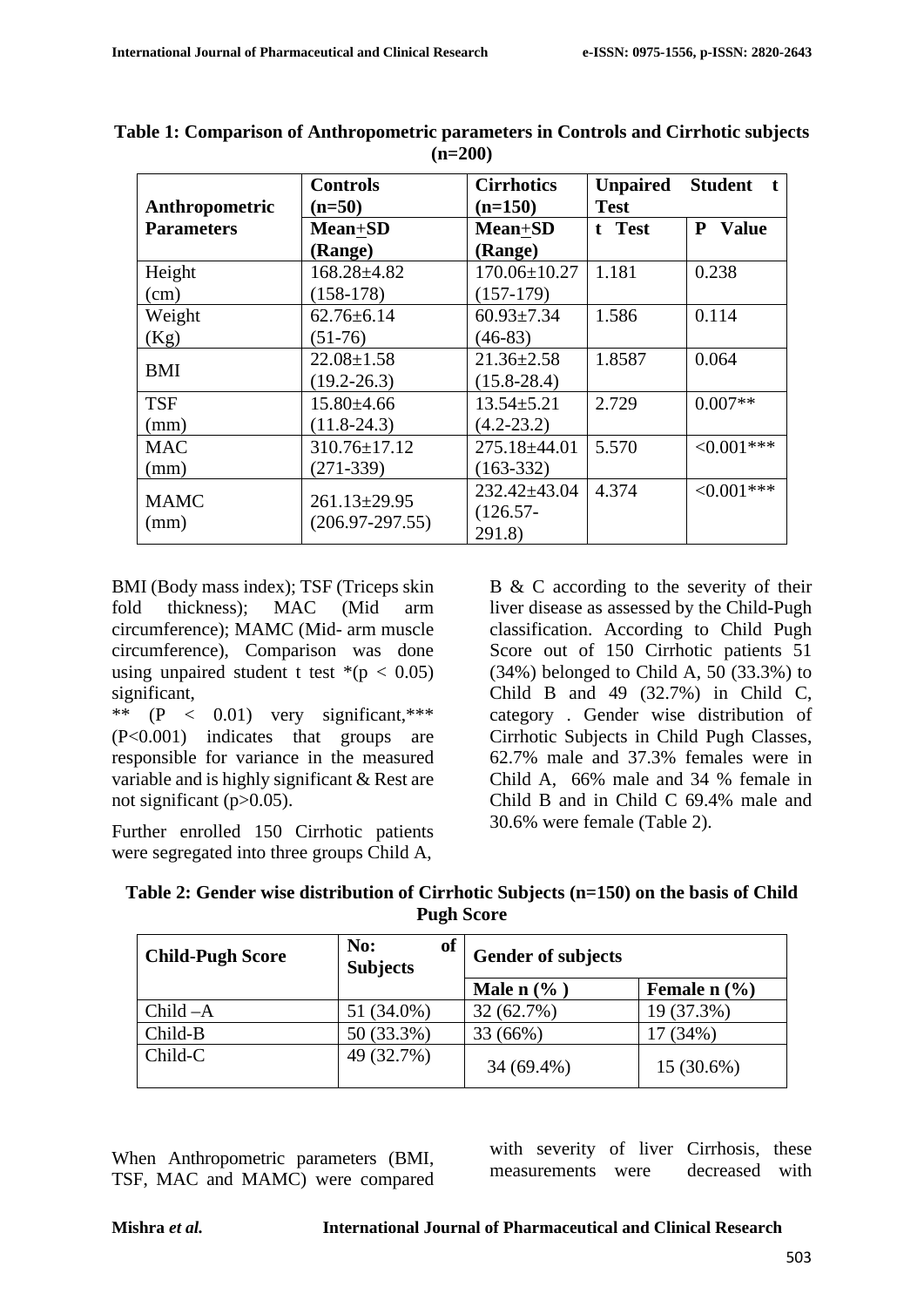**Table 1: Comparison of Anthropometric parameters in Controls and Cirrhotic subjects (n=200)**

| Anthropometric Parameters | Controls (n=50) Mean+SD (Range) | Cirrhotics (n=150) Mean+SD (Range) | Unpaired Student t Test | |
|---|---|---|---|---|
| | | | t Test | P Value |
| Height (cm) | 168.28±4.82 (158-178) | 170.06±10.27 (157-179) | 1.181 | 0.238 |
| Weight (Kg) | 62.76±6.14 (51-76) | 60.93±7.34 (46-83) | 1.586 | 0.114 |
| BMI | 22.08±1.58 (19.2-26.3) | 21.36±2.58 (15.8-28.4) | 1.8587 | 0.064 |
| TSF (mm) | 15.80±4.66 (11.8-24.3) | 13.54±5.21 (4.2-23.2) | 2.729 | 0.007** |
| MAC (mm) | 310.76±17.12 (271-339) | 275.18±44.01 (163-332) | 5.570 | <0.001*** |
| MAMC (mm) | 261.13±29.95 (206.97-297.55) | 232.42±43.04 (126.57-291.8) | 4.374 | <0.001*** |

BMI (Body mass index); TSF (Triceps skin fold thickness); MAC (Mid arm circumference); MAMC (Mid- arm muscle circumference), Comparison was done using unpaired student t test *(p < 0.05) significant,
** (P < 0.01) very significant,*** (P<0.001) indicates that groups are responsible for variance in the measured variable and is highly significant & Rest are not significant (p>0.05).

Further enrolled 150 Cirrhotic patients were segregated into three groups Child A, B & C according to the severity of their liver disease as assessed by the Child-Pugh classification. According to Child Pugh Score out of 150 Cirrhotic patients 51 (34%) belonged to Child A, 50 (33.3%) to Child B and 49 (32.7%) in Child C, category . Gender wise distribution of Cirrhotic Subjects in Child Pugh Classes, 62.7% male and 37.3% females were in Child A, 66% male and 34 % female in Child B and in Child C 69.4% male and 30.6% were female (Table 2).

**Table 2: Gender wise distribution of Cirrhotic Subjects (n=150) on the basis of Child Pugh Score**

| Child-Pugh Score | No: of Subjects | Gender of subjects | |
|---|---|---|---|
| | | Male n (% ) | Female n (%) |
| Child –A | 51 (34.0%) | 32 (62.7%) | 19 (37.3%) |
| Child-B | 50 (33.3%) | 33 (66%) | 17 (34%) |
| Child-C | 49 (32.7%) | 34 (69.4%) | 15 (30.6%) |

When Anthropometric parameters (BMI, TSF, MAC and MAMC) were compared with severity of liver Cirrhosis, these measurements were decreased with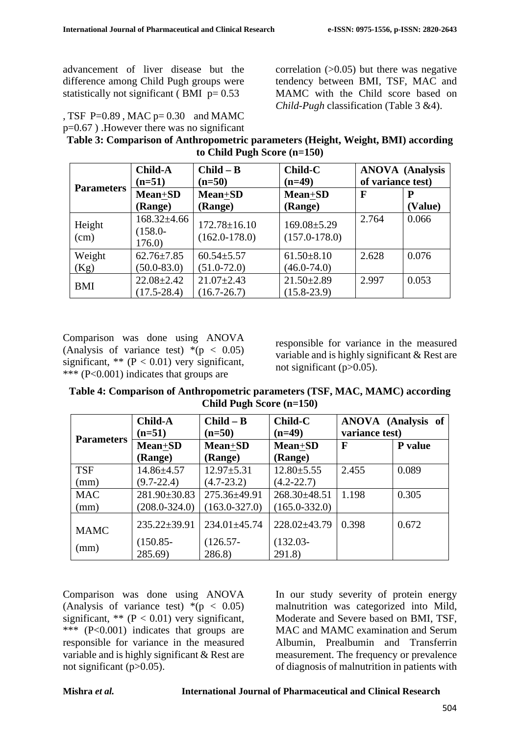advancement of liver disease but the difference among Child Pugh groups were statistically not significant ( BMI p= 0.53 , TSF P=0.89 , MAC p= 0.30 and MAMC p=0.67 ) .However there was no significant correlation (>0.05) but there was negative tendency between BMI, TSF, MAC and MAMC with the Child score based on *Child-Pugh* classification (Table 3 &4).

**Table 3: Comparison of Anthropometric parameters (Height, Weight, BMI) according to Child Pugh Score (n=150)**

| Parameters | Child-A (n=51) | Child – B (n=50) | Child-C (n=49) | ANOVA (Analysis of variance test) | |
|---|---|---|---|---|---|
| | Mean±SD (Range) | Mean±SD (Range) | Mean±SD (Range) | F | P (Value) |
| Height (cm) | 168.32±4.66 (158.0-176.0) | 172.78±16.10 (162.0-178.0) | 169.08±5.29 (157.0-178.0) | 2.764 | 0.066 |
| Weight (Kg) | 62.76±7.85 (50.0-83.0) | 60.54±5.57 (51.0-72.0) | 61.50±8.10 (46.0-74.0) | 2.628 | 0.076 |
| BMI | 22.08±2.42 (17.5-28.4) | 21.07±2.43 (16.7-26.7) | 21.50±2.89 (15.8-23.9) | 2.997 | 0.053 |

Comparison was done using ANOVA (Analysis of variance test) *(p < 0.05) significant, ** (P < 0.01) very significant, *** (P<0.001) indicates that groups are responsible for variance in the measured variable and is highly significant & Rest are not significant (p>0.05).

**Table 4: Comparison of Anthropometric parameters (TSF, MAC, MAMC) according Child Pugh Score (n=150)**

| Parameters | Child-A (n=51) | Child – B (n=50) | Child-C (n=49) | ANOVA (Analysis of variance test) | |
|---|---|---|---|---|---|
| | Mean±SD (Range) | Mean±SD (Range) | Mean±SD (Range) | F | P value |
| TSF (mm) | 14.86±4.57 (9.7-22.4) | 12.97±5.31 (4.7-23.2) | 12.80±5.55 (4.2-22.7) | 2.455 | 0.089 |
| MAC (mm) | 281.90±30.83 (208.0-324.0) | 275.36±49.91 (163.0-327.0) | 268.30±48.51 (165.0-332.0) | 1.198 | 0.305 |
| MAMC (mm) | 235.22±39.91 (150.85-285.69) | 234.01±45.74 (126.57-286.8) | 228.02±43.79 (132.03-291.8) | 0.398 | 0.672 |

Comparison was done using ANOVA (Analysis of variance test) *(p < 0.05) significant, ** (P < 0.01) very significant, *** (P<0.001) indicates that groups are responsible for variance in the measured variable and is highly significant & Rest are not significant (p>0.05).

In our study severity of protein energy malnutrition was categorized into Mild, Moderate and Severe based on BMI, TSF, MAC and MAMC examination and Serum Albumin, Prealbumin and Transferrin measurement. The frequency or prevalence of diagnosis of malnutrition in patients with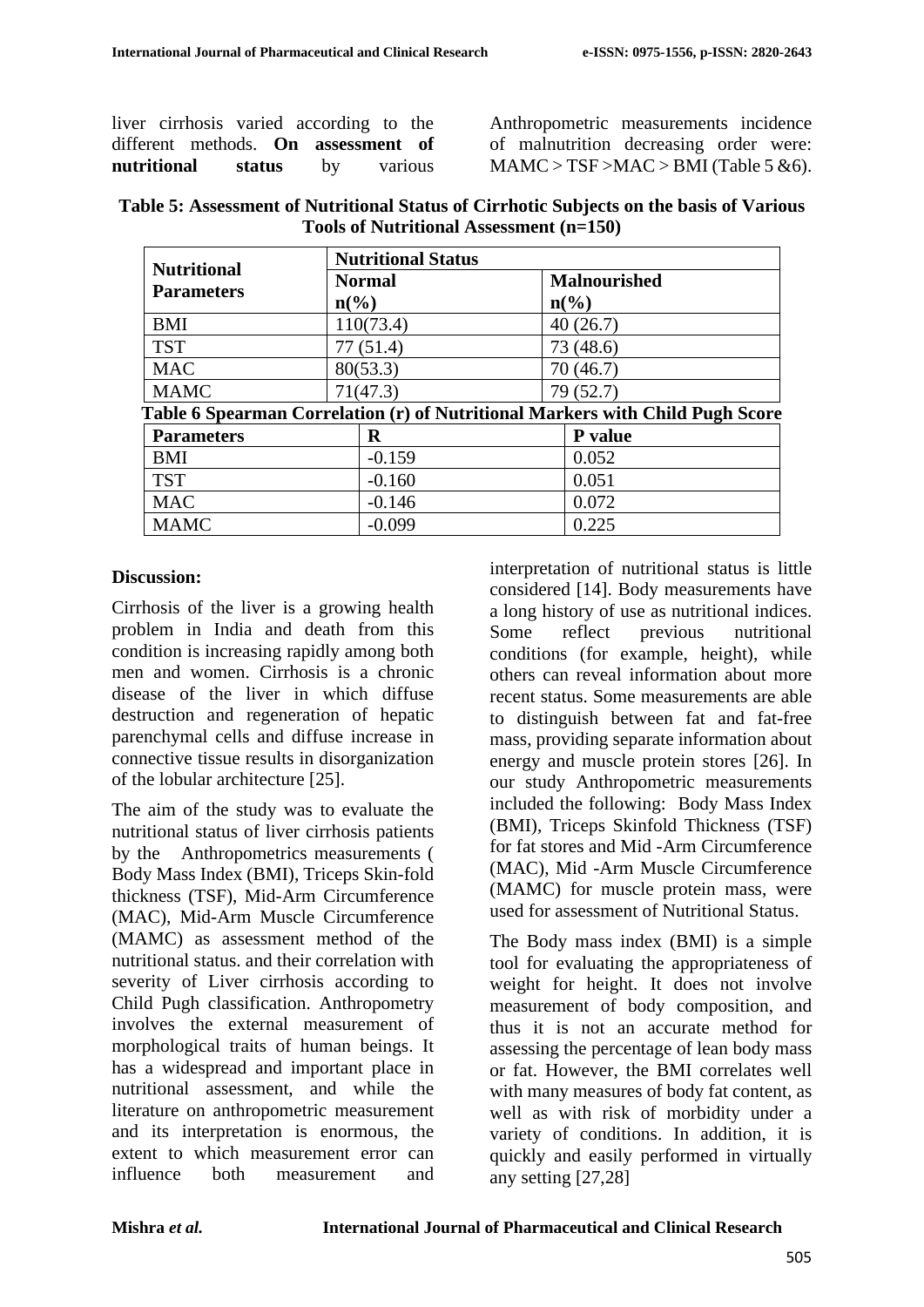liver cirrhosis varied according to the different methods. **On assessment of nutritional status** by various Anthropometric measurements incidence of malnutrition decreasing order were: MAMC > TSF >MAC > BMI (Table 5 &6).

**Table 5: Assessment of Nutritional Status of Cirrhotic Subjects on the basis of Various Tools of Nutritional Assessment (n=150)**

| Nutritional Parameters | Nutritional Status | |
|---|---|---|
| | Normal n(%) | Malnourished n(%) |
| BMI | 110(73.4) | 40 (26.7) |
| TST | 77 (51.4) | 73 (48.6) |
| MAC | 80(53.3) | 70 (46.7) |
| MAMC | 71(47.3) | 79 (52.7) |

**Table 6 Spearman Correlation (r) of Nutritional Markers with Child Pugh Score**

| Parameters | R | P value |
|---|---|---|
| BMI | -0.159 | 0.052 |
| TST | -0.160 | 0.051 |
| MAC | -0.146 | 0.072 |
| MAMC | -0.099 | 0.225 |

**Discussion:**

Cirrhosis of the liver is a growing health problem in India and death from this condition is increasing rapidly among both men and women. Cirrhosis is a chronic disease of the liver in which diffuse destruction and regeneration of hepatic parenchymal cells and diffuse increase in connective tissue results in disorganization of the lobular architecture [25].

The aim of the study was to evaluate the nutritional status of liver cirrhosis patients by the Anthropometrics measurements ( Body Mass Index (BMI), Triceps Skin-fold thickness (TSF), Mid-Arm Circumference (MAC), Mid-Arm Muscle Circumference (MAMC) as assessment method of the nutritional status. and their correlation with severity of Liver cirrhosis according to Child Pugh classification. Anthropometry involves the external measurement of morphological traits of human beings. It has a widespread and important place in nutritional assessment, and while the literature on anthropometric measurement and its interpretation is enormous, the extent to which measurement error can influence both measurement and interpretation of nutritional status is little considered [14]. Body measurements have a long history of use as nutritional indices. Some reflect previous nutritional conditions (for example, height), while others can reveal information about more recent status. Some measurements are able to distinguish between fat and fat-free mass, providing separate information about energy and muscle protein stores [26]. In our study Anthropometric measurements included the following: Body Mass Index (BMI), Triceps Skinfold Thickness (TSF) for fat stores and Mid -Arm Circumference (MAC), Mid -Arm Muscle Circumference (MAMC) for muscle protein mass, were used for assessment of Nutritional Status.

The Body mass index (BMI) is a simple tool for evaluating the appropriateness of weight for height. It does not involve measurement of body composition, and thus it is not an accurate method for assessing the percentage of lean body mass or fat. However, the BMI correlates well with many measures of body fat content, as well as with risk of morbidity under a variety of conditions. In addition, it is quickly and easily performed in virtually any setting [27,28]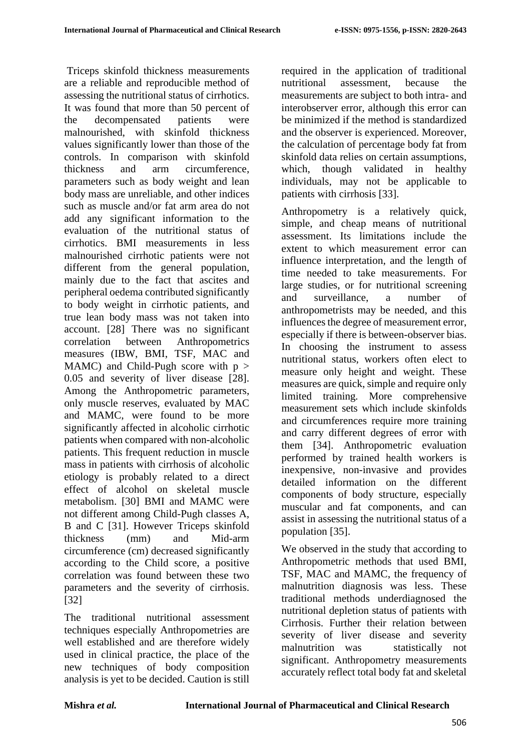Triceps skinfold thickness measurements are a reliable and reproducible method of assessing the nutritional status of cirrhotics. It was found that more than 50 percent of the decompensated patients were malnourished, with skinfold thickness values significantly lower than those of the controls. In comparison with skinfold thickness and arm circumference, parameters such as body weight and lean body mass are unreliable, and other indices such as muscle and/or fat arm area do not add any significant information to the evaluation of the nutritional status of cirrhotics. BMI measurements in less malnourished cirrhotic patients were not different from the general population, mainly due to the fact that ascites and peripheral oedema contributed significantly to body weight in cirrhotic patients, and true lean body mass was not taken into account. [28] There was no significant correlation between Anthropometrics measures (IBW, BMI, TSF, MAC and MAMC) and Child-Pugh score with $p > 0.05$ and severity of liver disease [28]. Among the Anthropometric parameters, only muscle reserves, evaluated by MAC and MAMC, were found to be more significantly affected in alcoholic cirrhotic patients when compared with non-alcoholic patients. This frequent reduction in muscle mass in patients with cirrhosis of alcoholic etiology is probably related to a direct effect of alcohol on skeletal muscle metabolism. [30] BMI and MAMC were not different among Child-Pugh classes A, B and C [31]. However Triceps skinfold thickness (mm) and Mid-arm circumference (cm) decreased significantly according to the Child score, a positive correlation was found between these two parameters and the severity of cirrhosis. [32]

The traditional nutritional assessment techniques especially Anthropometries are well established and are therefore widely used in clinical practice, the place of the new techniques of body composition analysis is yet to be decided. Caution is still required in the application of traditional nutritional assessment, because the measurements are subject to both intra- and interobserver error, although this error can be minimized if the method is standardized and the observer is experienced. Moreover, the calculation of percentage body fat from skinfold data relies on certain assumptions, which, though validated in healthy individuals, may not be applicable to patients with cirrhosis [33].

Anthropometry is a relatively quick, simple, and cheap means of nutritional assessment. Its limitations include the extent to which measurement error can influence interpretation, and the length of time needed to take measurements. For large studies, or for nutritional screening and surveillance, a number of anthropometrists may be needed, and this influences the degree of measurement error, especially if there is between-observer bias. In choosing the instrument to assess nutritional status, workers often elect to measure only height and weight. These measures are quick, simple and require only limited training. More comprehensive measurement sets which include skinfolds and circumferences require more training and carry different degrees of error with them [34]. Anthropometric evaluation performed by trained health workers is inexpensive, non-invasive and provides detailed information on the different components of body structure, especially muscular and fat components, and can assist in assessing the nutritional status of a population [35].

We observed in the study that according to Anthropometric methods that used BMI, TSF, MAC and MAMC, the frequency of malnutrition diagnosis was less. These traditional methods underdiagnosed the nutritional depletion status of patients with Cirrhosis. Further their relation between severity of liver disease and severity malnutrition was statistically not significant. Anthropometry measurements accurately reflect total body fat and skeletal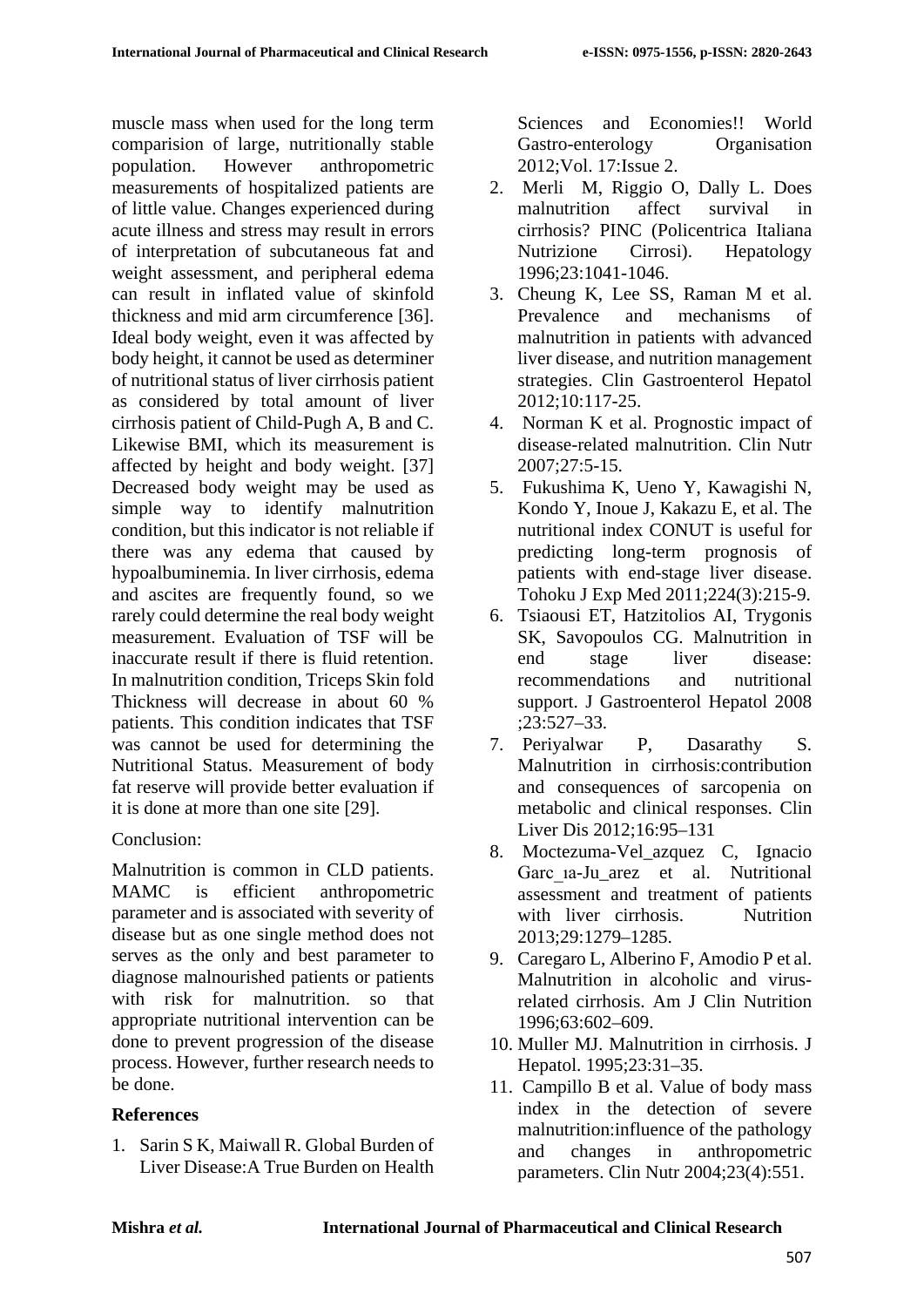muscle mass when used for the long term comparision of large, nutritionally stable population. However anthropometric measurements of hospitalized patients are of little value. Changes experienced during acute illness and stress may result in errors of interpretation of subcutaneous fat and weight assessment, and peripheral edema can result in inflated value of skinfold thickness and mid arm circumference [36]. Ideal body weight, even it was affected by body height, it cannot be used as determiner of nutritional status of liver cirrhosis patient as considered by total amount of liver cirrhosis patient of Child-Pugh A, B and C. Likewise BMI, which its measurement is affected by height and body weight. [37] Decreased body weight may be used as simple way to identify malnutrition condition, but this indicator is not reliable if there was any edema that caused by hypoalbuminemia. In liver cirrhosis, edema and ascites are frequently found, so we rarely could determine the real body weight measurement. Evaluation of TSF will be inaccurate result if there is fluid retention. In malnutrition condition, Triceps Skin fold Thickness will decrease in about 60 % patients. This condition indicates that TSF was cannot be used for determining the Nutritional Status. Measurement of body fat reserve will provide better evaluation if it is done at more than one site [29].

Conclusion:

Malnutrition is common in CLD patients. MAMC is efficient anthropometric parameter and is associated with severity of disease but as one single method does not serves as the only and best parameter to diagnose malnourished patients or patients with risk for malnutrition. so that appropriate nutritional intervention can be done to prevent progression of the disease process. However, further research needs to be done.

## References

1. Sarin S K, Maiwall R. Global Burden of Liver Disease:A True Burden on Health Sciences and Economies!! World Gastro-enterology Organisation 2012;Vol. 17:Issue 2.
2. Merli M, Riggio O, Dally L. Does malnutrition affect survival in cirrhosis? PINC (Policentrica Italiana Nutrizione Cirrosi). Hepatology 1996;23:1041-1046.
3. Cheung K, Lee SS, Raman M et al. Prevalence and mechanisms of malnutrition in patients with advanced liver disease, and nutrition management strategies. Clin Gastroenterol Hepatol 2012;10:117-25.
4. Norman K et al. Prognostic impact of disease-related malnutrition. Clin Nutr 2007;27:5-15.
5. Fukushima K, Ueno Y, Kawagishi N, Kondo Y, Inoue J, Kakazu E, et al. The nutritional index CONUT is useful for predicting long-term prognosis of patients with end-stage liver disease. Tohoku J Exp Med 2011;224(3):215-9.
6. Tsiaousi ET, Hatzitolios AI, Trygonis SK, Savopoulos CG. Malnutrition in end stage liver disease: recommendations and nutritional support. J Gastroenterol Hepatol 2008 ;23:527–33.
7. Periyalwar P, Dasarathy S. Malnutrition in cirrhosis:contribution and consequences of sarcopenia on metabolic and clinical responses. Clin Liver Dis 2012;16:95–131
8. Moctezuma-Vel_azquez C, Ignacio Garc_ıa-Ju_arez et al. Nutritional assessment and treatment of patients with liver cirrhosis. Nutrition 2013;29:1279–1285.
9. Caregaro L, Alberino F, Amodio P et al. Malnutrition in alcoholic and virus-related cirrhosis. Am J Clin Nutrition 1996;63:602–609.
10. Muller MJ. Malnutrition in cirrhosis. J Hepatol. 1995;23:31–35.
11. Campillo B et al. Value of body mass index in the detection of severe malnutrition:influence of the pathology and changes in anthropometric parameters. Clin Nutr 2004;23(4):551.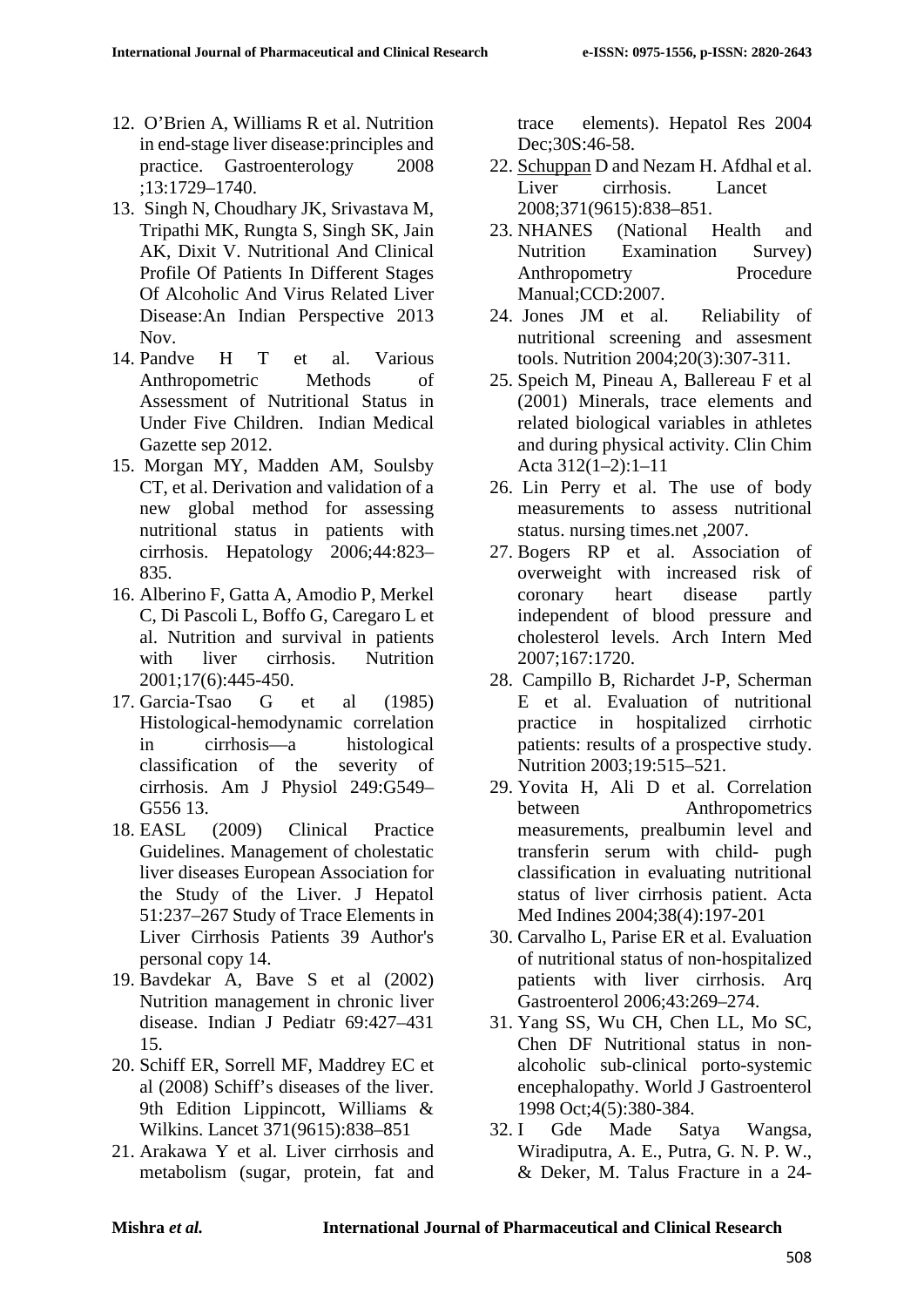12. O'Brien A, Williams R et al. Nutrition in end-stage liver disease:principles and practice. Gastroenterology 2008 ;13:1729–1740.
13. Singh N, Choudhary JK, Srivastava M, Tripathi MK, Rungta S, Singh SK, Jain AK, Dixit V. Nutritional And Clinical Profile Of Patients In Different Stages Of Alcoholic And Virus Related Liver Disease:An Indian Perspective 2013 Nov.
14. Pandve H T et al. Various Anthropometric Methods of Assessment of Nutritional Status in Under Five Children. Indian Medical Gazette sep 2012.
15. Morgan MY, Madden AM, Soulsby CT, et al. Derivation and validation of a new global method for assessing nutritional status in patients with cirrhosis. Hepatology 2006;44:823–835.
16. Alberino F, Gatta A, Amodio P, Merkel C, Di Pascoli L, Boffo G, Caregaro L et al. Nutrition and survival in patients with liver cirrhosis. Nutrition 2001;17(6):445-450.
17. Garcia-Tsao G et al (1985) Histological-hemodynamic correlation in cirrhosis—a histological classification of the severity of cirrhosis. Am J Physiol 249:G549–G556 13.
18. EASL (2009) Clinical Practice Guidelines. Management of cholestatic liver diseases European Association for the Study of the Liver. J Hepatol 51:237–267 Study of Trace Elements in Liver Cirrhosis Patients 39 Author's personal copy 14.
19. Bavdekar A, Bave S et al (2002) Nutrition management in chronic liver disease. Indian J Pediatr 69:427–431 15.
20. Schiff ER, Sorrell MF, Maddrey EC et al (2008) Schiff's diseases of the liver. 9th Edition Lippincott, Williams & Wilkins. Lancet 371(9615):838–851
21. Arakawa Y et al. Liver cirrhosis and metabolism (sugar, protein, fat and trace elements). Hepatol Res 2004 Dec;30S:46-58.
22. Schuppan D and Nezam H. Afdhal et al. Liver cirrhosis. Lancet 2008;371(9615):838–851.
23. NHANES (National Health and Nutrition Examination Survey) Anthropometry Procedure Manual;CCD:2007.
24. Jones JM et al. Reliability of nutritional screening and assesment tools. Nutrition 2004;20(3):307-311.
25. Speich M, Pineau A, Ballereau F et al (2001) Minerals, trace elements and related biological variables in athletes and during physical activity. Clin Chim Acta 312(1–2):1–11
26. Lin Perry et al. The use of body measurements to assess nutritional status. nursing times.net ,2007.
27. Bogers RP et al. Association of overweight with increased risk of coronary heart disease partly independent of blood pressure and cholesterol levels. Arch Intern Med 2007;167:1720.
28. Campillo B, Richardet J-P, Scherman E et al. Evaluation of nutritional practice in hospitalized cirrhotic patients: results of a prospective study. Nutrition 2003;19:515–521.
29. Yovita H, Ali D et al. Correlation between Anthropometrics measurements, prealbumin level and transferin serum with child- pugh classification in evaluating nutritional status of liver cirrhosis patient. Acta Med Indines 2004;38(4):197-201
30. Carvalho L, Parise ER et al. Evaluation of nutritional status of non-hospitalized patients with liver cirrhosis. Arq Gastroenterol 2006;43:269–274.
31. Yang SS, Wu CH, Chen LL, Mo SC, Chen DF Nutritional status in non-alcoholic sub-clinical porto-systemic encephalopathy. World J Gastroenterol 1998 Oct;4(5):380-384.
32. I Gde Made Satya Wangsa, Wiradiputra, A. E., Putra, G. N. P. W., & Deker, M. Talus Fracture in a 24-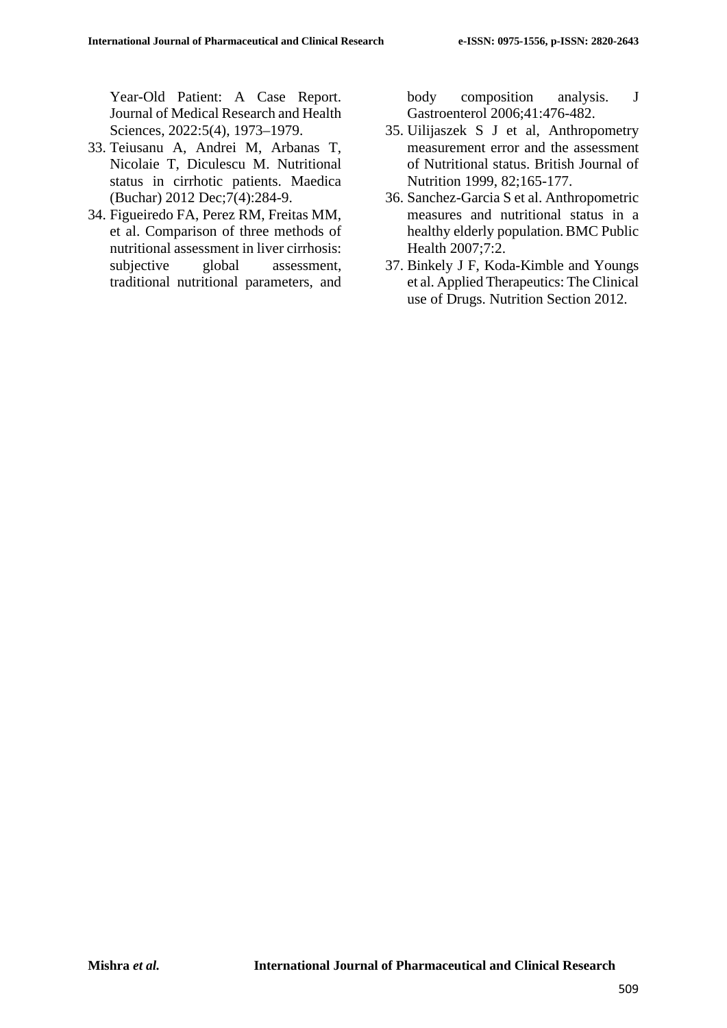Year-Old Patient: A Case Report. Journal of Medical Research and Health Sciences, 2022:5(4), 1973–1979.

33. Teiusanu A, Andrei M, Arbanas T, Nicolaie T, Diculescu M. Nutritional status in cirrhotic patients. Maedica (Buchar) 2012 Dec;7(4):284-9.
34. Figueiredo FA, Perez RM, Freitas MM, et al. Comparison of three methods of nutritional assessment in liver cirrhosis: subjective global assessment, traditional nutritional parameters, and body composition analysis. J Gastroenterol 2006;41:476-482.
35. Uilijaszek S J et al, Anthropometry measurement error and the assessment of Nutritional status. British Journal of Nutrition 1999, 82;165-177.
36. Sanchez-Garcia S et al. Anthropometric measures and nutritional status in a healthy elderly population. BMC Public Health 2007;7:2.
37. Binkely J F, Koda-Kimble and Youngs et al. Applied Therapeutics: The Clinical use of Drugs. Nutrition Section 2012.